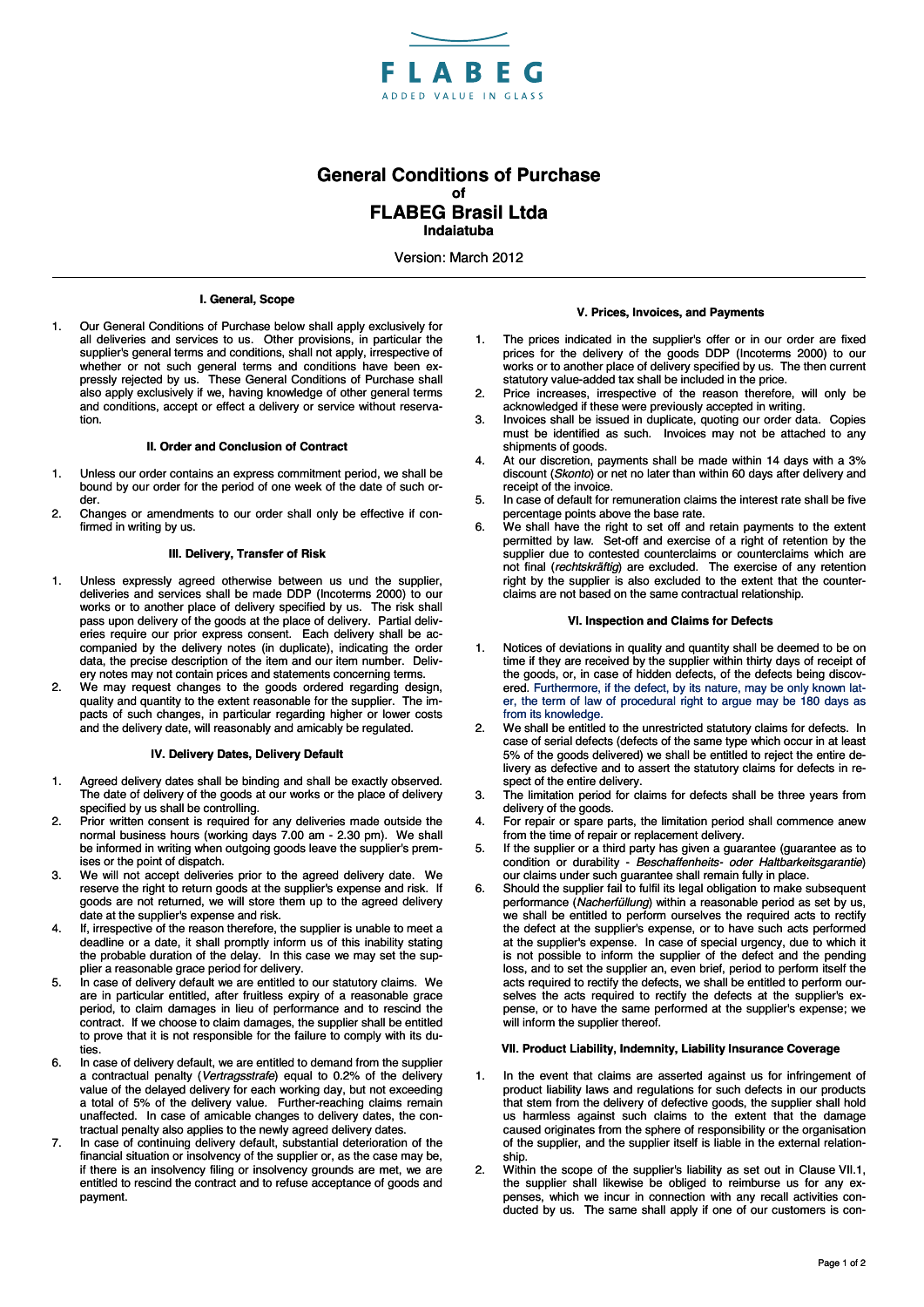FLABEG

ADDED VALUE IN GLASS

# General Conditions of Purchase
**of**
# FLABEG Brasil Ltda
**Indaiatuba**

Version: March 2012

---

### I. General, Scope

1. Our General Conditions of Purchase below shall apply exclusively for all deliveries and services to us. Other provisions, in particular the supplier's general terms and conditions, shall not apply, irrespective of whether or not such general terms and conditions have been expressly rejected by us. These General Conditions of Purchase shall also apply exclusively if we, having knowledge of other general terms and conditions, accept or effect a delivery or service without reservation.

### II. Order and Conclusion of Contract

1. Unless our order contains an express commitment period, we shall be bound by our order for the period of one week of the date of such order.
2. Changes or amendments to our order shall only be effective if confirmed in writing by us.

### III. Delivery, Transfer of Risk

1. Unless expressly agreed otherwise between us und the supplier, deliveries and services shall be made DDP (Incoterms 2000) to our works or to another place of delivery specified by us. The risk shall pass upon delivery of the goods at the place of delivery. Partial deliveries require our prior express consent. Each delivery shall be accompanied by the delivery notes (in duplicate), indicating the order data, the precise description of the item and our item number. Delivery notes may not contain prices and statements concerning terms.
2. We may request changes to the goods ordered regarding design, quality and quantity to the extent reasonable for the supplier. The impacts of such changes, in particular regarding higher or lower costs and the delivery date, will reasonably and amicably be regulated.

### IV. Delivery Dates, Delivery Default

1. Agreed delivery dates shall be binding and shall be exactly observed. The date of delivery of the goods at our works or the place of delivery specified by us shall be controlling.
2. Prior written consent is required for any deliveries made outside the normal business hours (working days 7.00 am - 2.30 pm). We shall be informed in writing when outgoing goods leave the supplier's premises or the point of dispatch.
3. We will not accept deliveries prior to the agreed delivery date. We reserve the right to return goods at the supplier's expense and risk. If goods are not returned, we will store them up to the agreed delivery date at the supplier's expense and risk.
4. If, irrespective of the reason therefore, the supplier is unable to meet a deadline or a date, it shall promptly inform us of this inability stating the probable duration of the delay. In this case we may set the supplier a reasonable grace period for delivery.
5. In case of delivery default we are entitled to our statutory claims. We are in particular entitled, after fruitless expiry of a reasonable grace period, to claim damages in lieu of performance and to rescind the contract. If we choose to claim damages, the supplier shall be entitled to prove that it is not responsible for the failure to comply with its duties.
6. In case of delivery default, we are entitled to demand from the supplier a contractual penalty (*Vertragsstrafe*) equal to 0.2% of the delivery value of the delayed delivery for each working day, but not exceeding a total of 5% of the delivery value. Further-reaching claims remain unaffected. In case of amicable changes to delivery dates, the contractual penalty also applies to the newly agreed delivery dates.
7. In case of continuing delivery default, substantial deterioration of the financial situation or insolvency of the supplier or, as the case may be, if there is an insolvency filing or insolvency grounds are met, we are entitled to rescind the contract and to refuse acceptance of goods and payment.

### V. Prices, Invoices, and Payments

1. The prices indicated in the supplier's offer or in our order are fixed prices for the delivery of the goods DDP (Incoterms 2000) to our works or to another place of delivery specified by us. The then current statutory value-added tax shall be included in the price.
2. Price increases, irrespective of the reason therefore, will only be acknowledged if these were previously accepted in writing.
3. Invoices shall be issued in duplicate, quoting our order data. Copies must be identified as such. Invoices may not be attached to any shipments of goods.
4. At our discretion, payments shall be made within 14 days with a 3% discount (*Skonto*) or net no later than within 60 days after delivery and receipt of the invoice.
5. In case of default for remuneration claims the interest rate shall be five percentage points above the base rate.
6. We shall have the right to set off and retain payments to the extent permitted by law. Set-off and exercise of a right of retention by the supplier due to contested counterclaims or counterclaims which are not final (*rechtskräftig*) are excluded. The exercise of any retention right by the supplier is also excluded to the extent that the counterclaims are not based on the same contractual relationship.

### VI. Inspection and Claims for Defects

1. Notices of deviations in quality and quantity shall be deemed to be on time if they are received by the supplier within thirty days of receipt of the goods, or, in case of hidden defects, of the defects being discovered. Furthermore, if the defect, by its nature, may be only known later, the term of law of procedural right to argue may be 180 days as from its knowledge.
2. We shall be entitled to the unrestricted statutory claims for defects. In case of serial defects (defects of the same type which occur in at least 5% of the goods delivered) we shall be entitled to reject the entire delivery as defective and to assert the statutory claims for defects in respect of the entire delivery.
3. The limitation period for claims for defects shall be three years from delivery of the goods.
4. For repair or spare parts, the limitation period shall commence anew from the time of repair or replacement delivery.
5. If the supplier or a third party has given a guarantee (guarantee as to condition or durability - *Beschaffenheits- oder Haltbarkeitsgarantie*) our claims under such guarantee shall remain fully in place.
6. Should the supplier fail to fulfil its legal obligation to make subsequent performance (*Nacherfüllung*) within a reasonable period as set by us, we shall be entitled to perform ourselves the required acts to rectify the defect at the supplier's expense, or to have such acts performed at the supplier's expense. In case of special urgency, due to which it is not possible to inform the supplier of the defect and the pending loss, and to set the supplier an, even brief, period to perform itself the acts required to rectify the defects, we shall be entitled to perform ourselves the acts required to rectify the defects at the supplier's expense, or to have the same performed at the supplier's expense; we will inform the supplier thereof.

### VII. Product Liability, Indemnity, Liability Insurance Coverage

1. In the event that claims are asserted against us for infringement of product liability laws and regulations for such defects in our products that stem from the delivery of defective goods, the supplier shall hold us harmless against such claims to the extent that the damage caused originates from the sphere of responsibility or the organisation of the supplier, and the supplier itself is liable in the external relationship.
2. Within the scope of the supplier's liability as set out in Clause VII.1, the supplier shall likewise be obliged to reimburse us for any expenses, which we incur in connection with any recall activities conducted by us. The same shall apply if one of our customers is con-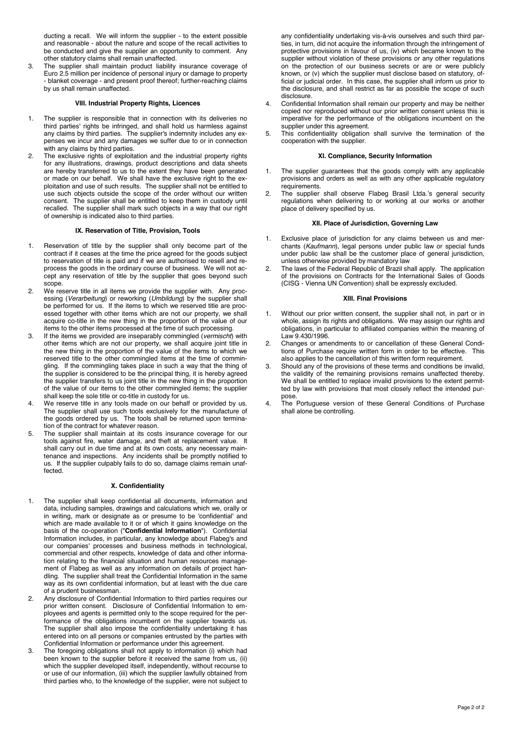ducting a recall. We will inform the supplier - to the extent possible and reasonable - about the nature and scope of the recall activities to be conducted and give the supplier an opportunity to comment. Any other statutory claims shall remain unaffected.

3. The supplier shall maintain product liability insurance coverage of Euro 2.5 million per incidence of personal injury or damage to property - blanket coverage - and present proof thereof; further-reaching claims by us shall remain unaffected.

### VIII. Industrial Property Rights, Licences

1. The supplier is responsible that in connection with its deliveries no third parties' rights be infringed, and shall hold us harmless against any claims by third parties. The supplier's indemnity includes any expenses we incur and any damages we suffer due to or in connection with any claims by third parties.
2. The exclusive rights of exploitation and the industrial property rights for any illustrations, drawings, product descriptions and data sheets are hereby transferred to us to the extent they have been generated or made on our behalf. We shall have the exclusive right to the exploitation and use of such results. The supplier shall not be entitled to use such objects outside the scope of the order without our written consent. The supplier shall be entitled to keep them in custody until recalled. The supplier shall mark such objects in a way that our right of ownership is indicated also to third parties.

### IX. Reservation of Title, Provision, Tools

1. Reservation of title by the supplier shall only become part of the contract if it ceases at the time the price agreed for the goods subject to reservation of title is paid and if we are authorised to resell and reprocess the goods in the ordinary course of business. We will not accept any reservation of title by the supplier that goes beyond such scope.
2. We reserve title in all items we provide the supplier with. Any processing (*Verarbeitung*) or reworking (*Umbildung*) by the supplier shall be performed for us. If the items to which we reserved title are processed together with other items which are not our property, we shall acquire co-title in the new thing in the proportion of the value of our items to the other items processed at the time of such processing.
3. If the items we provided are inseparably commingled (*vermischt*) with other items which are not our property, we shall acquire joint title in the new thing in the proportion of the value of the items to which we reserved title to the other commingled items at the time of commingling. If the commingling takes place in such a way that the thing of the supplier is considered to be the principal thing, it is hereby agreed the supplier transfers to us joint title in the new thing in the proportion of the value of our items to the other commingled items; the supplier shall keep the sole title or co-title in custody for us.
4. We reserve title in any tools made on our behalf or provided by us. The supplier shall use such tools exclusively for the manufacture of the goods ordered by us. The tools shall be returned upon termination of the contract for whatever reason.
5. The supplier shall maintain at its costs insurance coverage for our tools against fire, water damage, and theft at replacement value. It shall carry out in due time and at its own costs, any necessary maintenance and inspections. Any incidents shall be promptly notified to us. If the supplier culpably fails to do so, damage claims remain unaffected.

### X. Confidentiality

1. The supplier shall keep confidential all documents, information and data, including samples, drawings and calculations which we, orally or in writing, mark or designate as or presume to be 'confidential' and which are made available to it or of which it gains knowledge on the basis of the co-operation ("**Confidential Information**"). Confidential Information includes, in particular, any knowledge about Flabeg's and our companies' processes and business methods in technological, commercial and other respects, knowledge of data and other information relating to the financial situation and human resources management of Flabeg as well as any information on details of project handling. The supplier shall treat the Confidential Information in the same way as its own confidential information, but at least with the due care of a prudent businessman.
2. Any disclosure of Confidential Information to third parties requires our prior written consent. Disclosure of Confidential Information to employees and agents is permitted only to the scope required for the performance of the obligations incumbent on the supplier towards us. The supplier shall also impose the confidentiality undertaking it has entered into on all persons or companies entrusted by the parties with Confidential Information or performance under this agreement.
3. The foregoing obligations shall not apply to information (i) which had been known to the supplier before it received the same from us, (ii) which the supplier developed itself, independently, without recourse to or use of our information, (iii) which the supplier lawfully obtained from third parties who, to the knowledge of the supplier, were not subject to any confidentiality undertaking vis-à-vis ourselves and such third parties, in turn, did not acquire the information through the infringement of protective provisions in favour of us, (iv) which became known to the supplier without violation of these provisions or any other regulations on the protection of our business secrets or are or were publicly known, or (v) which the supplier must disclose based on statutory, official or judicial order. In this case, the supplier shall inform us prior to the disclosure, and shall restrict as far as possible the scope of such disclosure.
4. Confidential Information shall remain our property and may be neither copied nor reproduced without our prior written consent unless this is imperative for the performance of the obligations incumbent on the supplier under this agreement.
5. This confidentiality obligation shall survive the termination of the cooperation with the supplier.

### XI. Compliance, Security Information

1. The supplier guarantees that the goods comply with any applicable provisions and orders as well as with any other applicable regulatory requirements.
2. The supplier shall observe Flabeg Brasil Ltda.'s general security regulations when delivering to or working at our works or another place of delivery specified by us.

### XII. Place of Jurisdiction, Governing Law

1. Exclusive place of jurisdiction for any claims between us and merchants (*Kaufmann*), legal persons under public law or special funds under public law shall be the customer place of general jurisdiction, unless otherwise provided by mandatory law
2. The laws of the Federal Republic of Brazil shall apply. The application of the provisions on Contracts for the International Sales of Goods (CISG - Vienna UN Convention) shall be expressly excluded.

### XIII. Final Provisions

1. Without our prior written consent, the supplier shall not, in part or in whole, assign its rights and obligations. We may assign our rights and obligations, in particular to affiliated companies within the meaning of Law 9.430/1996.
2. Changes or amendments to or cancellation of these General Conditions of Purchase require written form in order to be effective. This also applies to the cancellation of this written form requirement.
3. Should any of the provisions of these terms and conditions be invalid, the validity of the remaining provisions remains unaffected thereby. We shall be entitled to replace invalid provisions to the extent permitted by law with provisions that most closely reflect the intended purpose.
4. The Portuguese version of these General Conditions of Purchase shall alone be controlling.